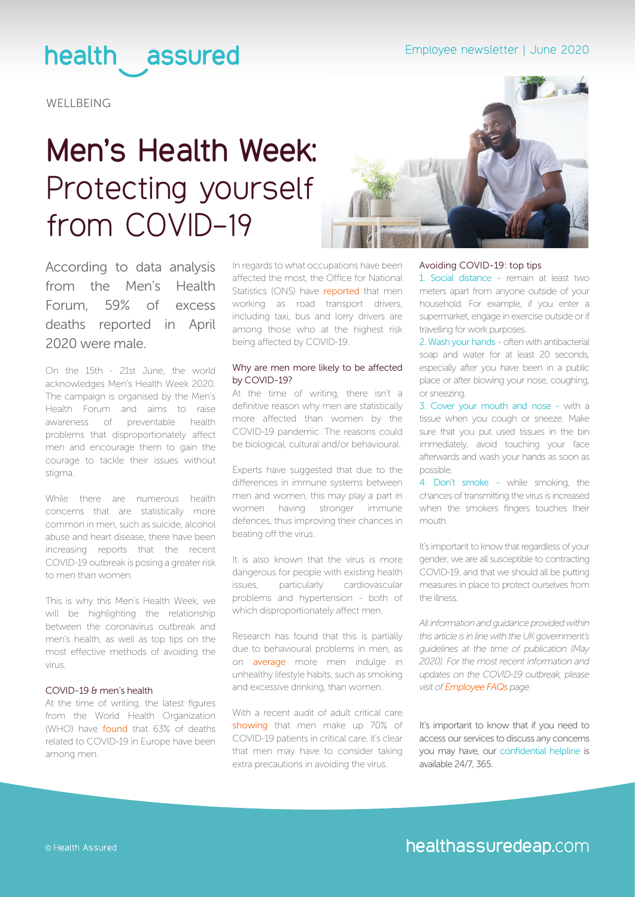WELLBEING

# Men's Health Week: Protecting yourself from COVID-19

According to data analysis from the Men's Health Forum, 59% of excess deaths reported in April 2020 were male.

On the 15th - 21st June, the world acknowledges Men's Health Week 2020. The campaign is organised by the Men's Health Forum and aims to raise awareness of preventable health problems that disproportionately affect men and encourage them to gain the courage to tackle their issues without stigma.

While there are numerous health concerns that are statistically more common in men, such as suicide, alcohol abuse and heart disease, there have been increasing reports that the recent COVID-19 outbreak is posing a greater risk to men than women.

This is why this Men's Health Week, we will be highlighting the relationship between the coronavirus outbreak and men's health, as well as top tips on the most effective methods of avoiding the virus.

### COVID-19 & men's health

At the time of writing, the latest figures from the World Health Organization (WHO) have found that 63% of deaths related to COVID-19 in Europe have been among men.

In regards to what occupations have been affected the most, the Office for National Statistics (ONS) have reported that men working as road transport drivers, including taxi, bus and lorry drivers are among those who at the highest risk being affected by COVID-19.

### Why are men more likely to be affected by COVID-19?

At the time of writing, there isn't a definitive reason why men are statistically more affected than women by the COVID-19 pandemic. The reasons could be biological, cultural and/or behavioural.

Experts have suggested that due to the differences in immune systems between men and women, this may play a part in women having stronger immune defences, thus improving their chances in beating off the virus.

It is also known that the virus is more dangerous for people with existing health issues, particularly cardiovascular problems and hypertension - both of which disproportionately affect men.

Research has found that this is partially due to behavioural problems in men, as on average more men indulge in unhealthy lifestyle habits, such as smoking and excessive drinking, than women.

With a recent audit of adult critical care showing that men make up 70% of COVID-19 patients in critical care, it's clear that men may have to consider taking extra precautions in avoiding the virus.

### Avoiding COVID-19: top tips

1. Social distance - remain at least two meters apart from anyone outside of your household. For example, if you enter a supermarket, engage in exercise outside or if travelling for work purposes.
2. Wash your hands - often with antibacterial soap and water for at least 20 seconds, especially after you have been in a public place or after blowing your nose, coughing, or sneezing.
3. Cover your mouth and nose - with a tissue when you cough or sneeze. Make sure that you put used tissues in the bin immediately, avoid touching your face afterwards and wash your hands as soon as possible.
4. Don't smoke - while smoking, the chances of transmitting the virus is increased when the smokers fingers touches their mouth.

It's important to know that regardless of your gender, we are all susceptible to contracting COVID-19, and that we should all be putting measures in place to protect ourselves from the illness.

*All information and guidance provided within this article is in line with the UK government's guidelines at the time of publication (May 2020). For the most recent information and updates on the COVID-19 outbreak, please visit of Employee FAQs page.*

It's important to know that if you need to access our services to discuss any concerns you may have, our confidential helpline is available 24/7, 365.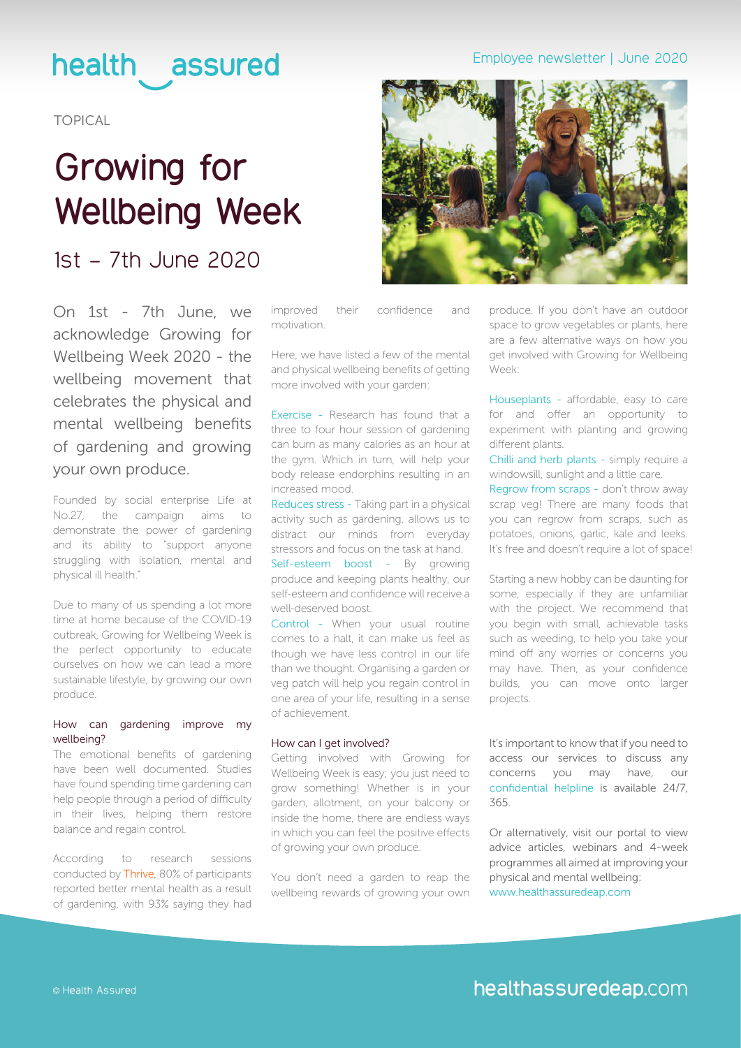TOPICAL

# Growing for Wellbeing Week

## 1st – 7th June 2020

On 1st - 7th June, we acknowledge Growing for Wellbeing Week 2020 - the wellbeing movement that celebrates the physical and mental wellbeing benefits of gardening and growing your own produce.

Founded by social enterprise Life at No.27, the campaign aims to demonstrate the power of gardening and its ability to "support anyone struggling with isolation, mental and physical ill health."

Due to many of us spending a lot more time at home because of the COVID-19 outbreak, Growing for Wellbeing Week is the perfect opportunity to educate ourselves on how we can lead a more sustainable lifestyle, by growing our own produce.

### How can gardening improve my wellbeing?

The emotional benefits of gardening have been well documented. Studies have found spending time gardening can help people through a period of difficulty in their lives, helping them restore balance and regain control.

According to research sessions conducted by Thrive, 80% of participants reported better mental health as a result of gardening, with 93% saying they had improved their confidence and motivation.

Here, we have listed a few of the mental and physical wellbeing benefits of getting more involved with your garden:

Exercise - Research has found that a three to four hour session of gardening can burn as many calories as an hour at the gym. Which in turn, will help your body release endorphins resulting in an increased mood.

Reduces stress - Taking part in a physical activity such as gardening, allows us to distract our minds from everyday stressors and focus on the task at hand.

Self-esteem boost - By growing produce and keeping plants healthy, our self-esteem and confidence will receive a well-deserved boost.

Control - When your usual routine comes to a halt, it can make us feel as though we have less control in our life than we thought. Organising a garden or veg patch will help you regain control in one area of your life, resulting in a sense of achievement.

### How can I get involved?

Getting involved with Growing for Wellbeing Week is easy; you just need to grow something! Whether is in your garden, allotment, on your balcony or inside the home, there are endless ways in which you can feel the positive effects of growing your own produce.

You don't need a garden to reap the wellbeing rewards of growing your own produce. If you don't have an outdoor space to grow vegetables or plants, here are a few alternative ways on how you get involved with Growing for Wellbeing Week:

Houseplants - affordable, easy to care for and offer an opportunity to experiment with planting and growing different plants.

Chilli and herb plants - simply require a windowsill, sunlight and a little care.

Regrow from scraps - don't throw away scrap veg! There are many foods that you can regrow from scraps, such as potatoes, onions, garlic, kale and leeks. It's free and doesn't require a lot of space!

Starting a new hobby can be daunting for some, especially if they are unfamiliar with the project. We recommend that you begin with small, achievable tasks such as weeding, to help you take your mind off any worries or concerns you may have. Then, as your confidence builds, you can move onto larger projects.

It's important to know that if you need to access our services to discuss any concerns you may have, our confidential helpline is available 24/7, 365.

Or alternatively, visit our portal to view advice articles, webinars and 4-week programmes all aimed at improving your physical and mental wellbeing:
www.healthassuredeap.com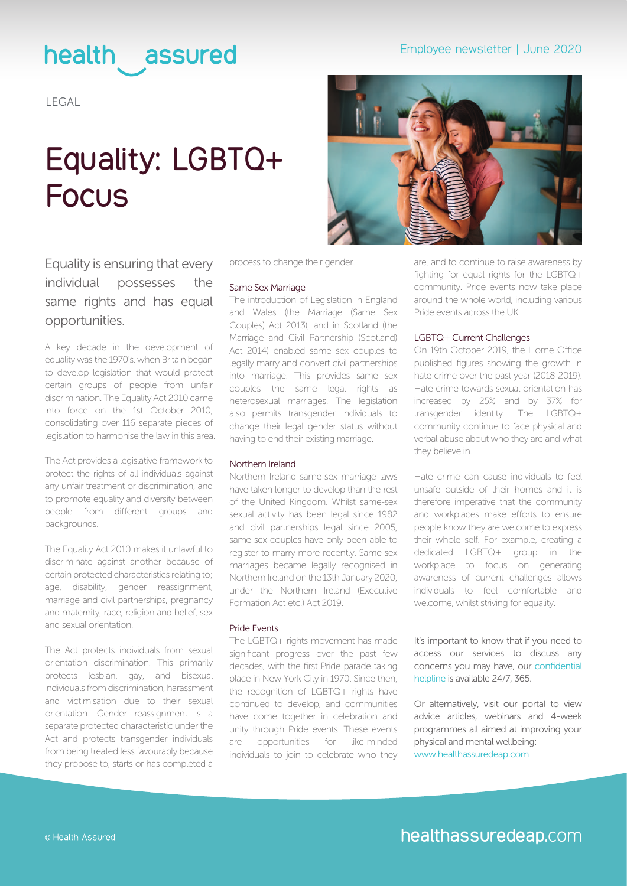LEGAL

# Equality: LGBTQ+ Focus

Equality is ensuring that every individual possesses the same rights and has equal opportunities.

A key decade in the development of equality was the 1970's, when Britain began to develop legislation that would protect certain groups of people from unfair discrimination. The Equality Act 2010 came into force on the 1st October 2010, consolidating over 116 separate pieces of legislation to harmonise the law in this area.

The Act provides a legislative framework to protect the rights of all individuals against any unfair treatment or discrimination, and to promote equality and diversity between people from different groups and backgrounds.

The Equality Act 2010 makes it unlawful to discriminate against another because of certain protected characteristics relating to; age, disability, gender reassignment, marriage and civil partnerships, pregnancy and maternity, race, religion and belief, sex and sexual orientation.

The Act protects individuals from sexual orientation discrimination. This primarily protects lesbian, gay, and bisexual individuals from discrimination, harassment and victimisation due to their sexual orientation. Gender reassignment is a separate protected characteristic under the Act and protects transgender individuals from being treated less favourably because they propose to, starts or has completed a process to change their gender.

### Same Sex Marriage

The introduction of Legislation in England and Wales (the Marriage (Same Sex Couples) Act 2013), and in Scotland (the Marriage and Civil Partnership (Scotland) Act 2014) enabled same sex couples to legally marry and convert civil partnerships into marriage. This provides same sex couples the same legal rights as heterosexual marriages. The legislation also permits transgender individuals to change their legal gender status without having to end their existing marriage.

### Northern Ireland

Northern Ireland same-sex marriage laws have taken longer to develop than the rest of the United Kingdom. Whilst same-sex sexual activity has been legal since 1982 and civil partnerships legal since 2005, same-sex couples have only been able to register to marry more recently. Same sex marriages became legally recognised in Northern Ireland on the 13th January 2020, under the Northern Ireland (Executive Formation Act etc.) Act 2019.

### Pride Events

The LGBTQ+ rights movement has made significant progress over the past few decades, with the first Pride parade taking place in New York City in 1970. Since then, the recognition of LGBTQ+ rights have continued to develop, and communities have come together in celebration and unity through Pride events. These events are opportunities for like-minded individuals to join to celebrate who they are, and to continue to raise awareness by fighting for equal rights for the LGBTQ+ community. Pride events now take place around the whole world, including various Pride events across the UK.

### LGBTQ+ Current Challenges

On 19th October 2019, the Home Office published figures showing the growth in hate crime over the past year (2018-2019). Hate crime towards sexual orientation has increased by 25% and by 37% for transgender identity. The LGBTQ+ community continue to face physical and verbal abuse about who they are and what they believe in.

Hate crime can cause individuals to feel unsafe outside of their homes and it is therefore imperative that the community and workplaces make efforts to ensure people know they are welcome to express their whole self. For example, creating a dedicated LGBTQ+ group in the workplace to focus on generating awareness of current challenges allows individuals to feel comfortable and welcome, whilst striving for equality.

It's important to know that if you need to access our services to discuss any concerns you may have, our confidential helpline is available 24/7, 365.

Or alternatively, visit our portal to view advice articles, webinars and 4-week programmes all aimed at improving your physical and mental wellbeing: www.healthassuredeap.com